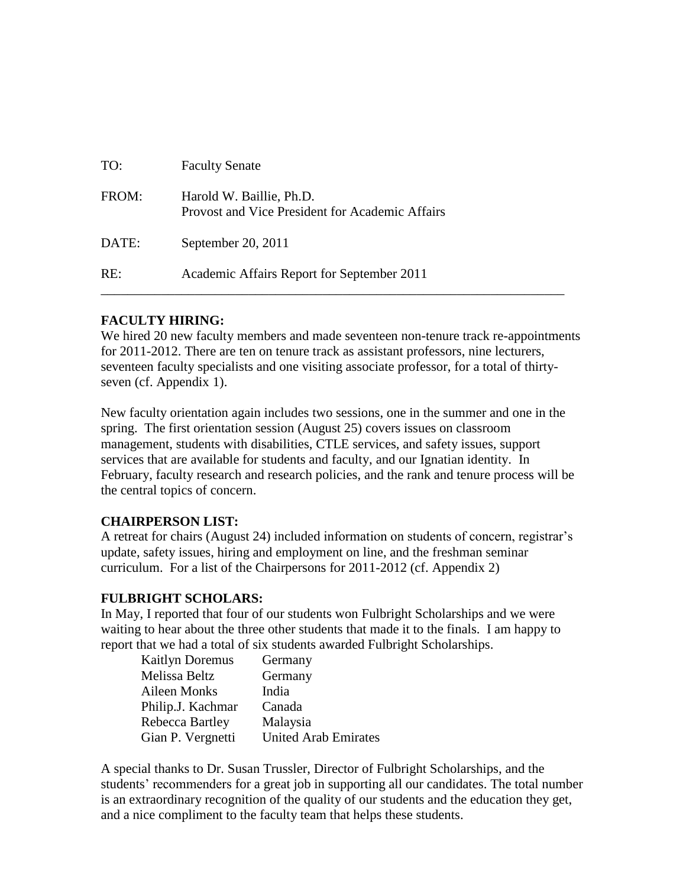TO: Faculty Senate

FROM: Harold W. Baillie, Ph.D.
Provost and Vice President for Academic Affairs

DATE: September 20, 2011

RE: Academic Affairs Report for September 2011

---

**FACULTY HIRING:**

We hired 20 new faculty members and made seventeen non-tenure track re-appointments for 2011-2012. There are ten on tenure track as assistant professors, nine lecturers, seventeen faculty specialists and one visiting associate professor, for a total of thirty-seven (cf. Appendix 1).

New faculty orientation again includes two sessions, one in the summer and one in the spring. The first orientation session (August 25) covers issues on classroom management, students with disabilities, CTLE services, and safety issues, support services that are available for students and faculty, and our Ignatian identity. In February, faculty research and research policies, and the rank and tenure process will be the central topics of concern.

**CHAIRPERSON LIST:**

A retreat for chairs (August 24) included information on students of concern, registrar's update, safety issues, hiring and employment on line, and the freshman seminar curriculum. For a list of the Chairpersons for 2011-2012 (cf. Appendix 2)

**FULBRIGHT SCHOLARS:**

In May, I reported that four of our students won Fulbright Scholarships and we were waiting to hear about the three other students that made it to the finals. I am happy to report that we had a total of six students awarded Fulbright Scholarships.

| | |
|---|---|
| Kaitlyn Doremus | Germany |
| Melissa Beltz | Germany |
| Aileen Monks | India |
| Philip.J. Kachmar | Canada |
| Rebecca Bartley | Malaysia |
| Gian P. Vergnetti | United Arab Emirates |

A special thanks to Dr. Susan Trussler, Director of Fulbright Scholarships, and the students' recommenders for a great job in supporting all our candidates. The total number is an extraordinary recognition of the quality of our students and the education they get, and a nice compliment to the faculty team that helps these students.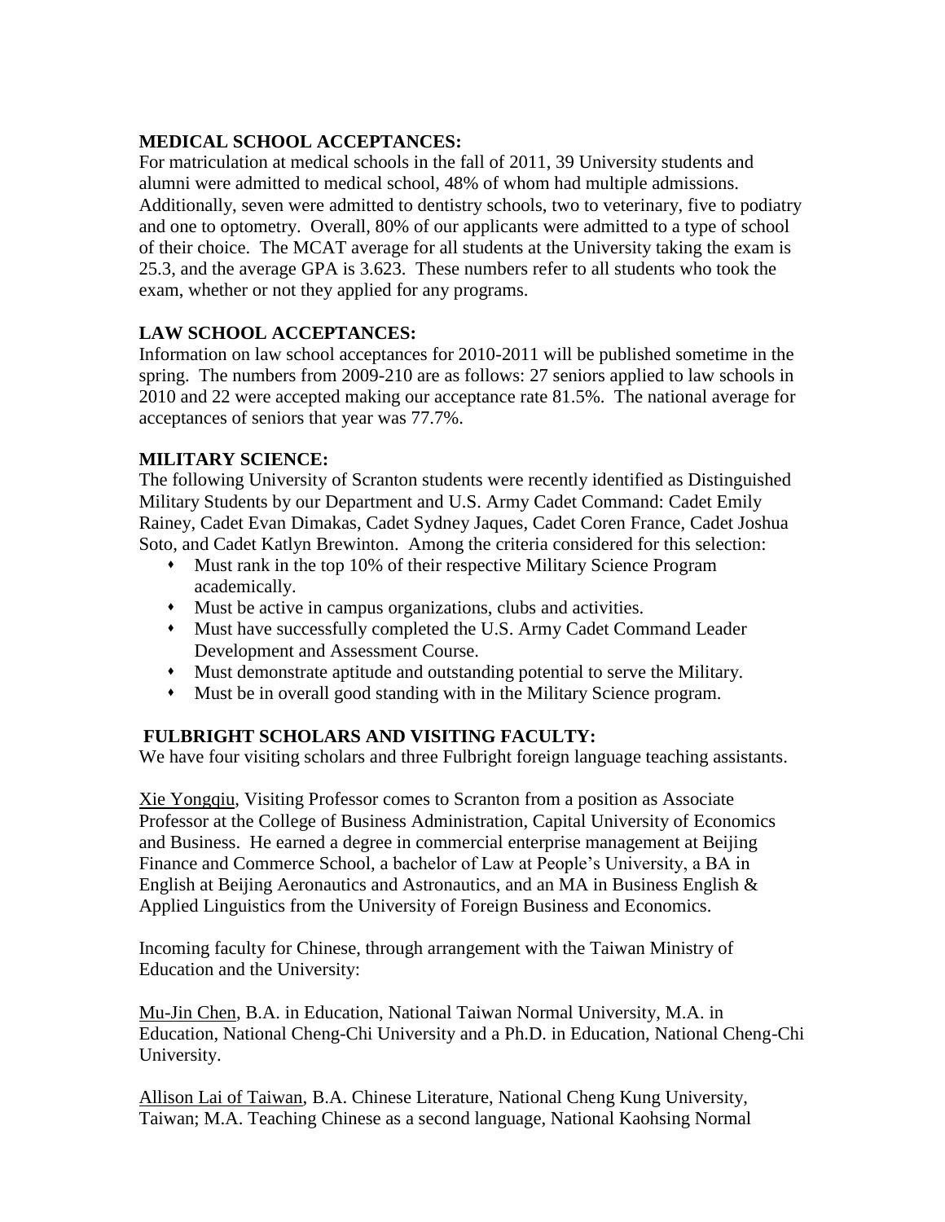**MEDICAL SCHOOL ACCEPTANCES:**

For matriculation at medical schools in the fall of 2011, 39 University students and alumni were admitted to medical school, 48% of whom had multiple admissions. Additionally, seven were admitted to dentistry schools, two to veterinary, five to podiatry and one to optometry. Overall, 80% of our applicants were admitted to a type of school of their choice. The MCAT average for all students at the University taking the exam is 25.3, and the average GPA is 3.623. These numbers refer to all students who took the exam, whether or not they applied for any programs.

**LAW SCHOOL ACCEPTANCES:**

Information on law school acceptances for 2010-2011 will be published sometime in the spring. The numbers from 2009-210 are as follows: 27 seniors applied to law schools in 2010 and 22 were accepted making our acceptance rate 81.5%. The national average for acceptances of seniors that year was 77.7%.

**MILITARY SCIENCE:**

The following University of Scranton students were recently identified as Distinguished Military Students by our Department and U.S. Army Cadet Command: Cadet Emily Rainey, Cadet Evan Dimakas, Cadet Sydney Jaques, Cadet Coren France, Cadet Joshua Soto, and Cadet Katlyn Brewinton. Among the criteria considered for this selection:

- Must rank in the top 10% of their respective Military Science Program academically.
- Must be active in campus organizations, clubs and activities.
- Must have successfully completed the U.S. Army Cadet Command Leader Development and Assessment Course.
- Must demonstrate aptitude and outstanding potential to serve the Military.
- Must be in overall good standing with in the Military Science program.

**FULBRIGHT SCHOLARS AND VISITING FACULTY:**

We have four visiting scholars and three Fulbright foreign language teaching assistants.

Xie Yongqiu, Visiting Professor comes to Scranton from a position as Associate Professor at the College of Business Administration, Capital University of Economics and Business. He earned a degree in commercial enterprise management at Beijing Finance and Commerce School, a bachelor of Law at People's University, a BA in English at Beijing Aeronautics and Astronautics, and an MA in Business English & Applied Linguistics from the University of Foreign Business and Economics.

Incoming faculty for Chinese, through arrangement with the Taiwan Ministry of Education and the University:

Mu-Jin Chen, B.A. in Education, National Taiwan Normal University, M.A. in Education, National Cheng-Chi University and a Ph.D. in Education, National Cheng-Chi University.

Allison Lai of Taiwan, B.A. Chinese Literature, National Cheng Kung University, Taiwan; M.A. Teaching Chinese as a second language, National Kaohsing Normal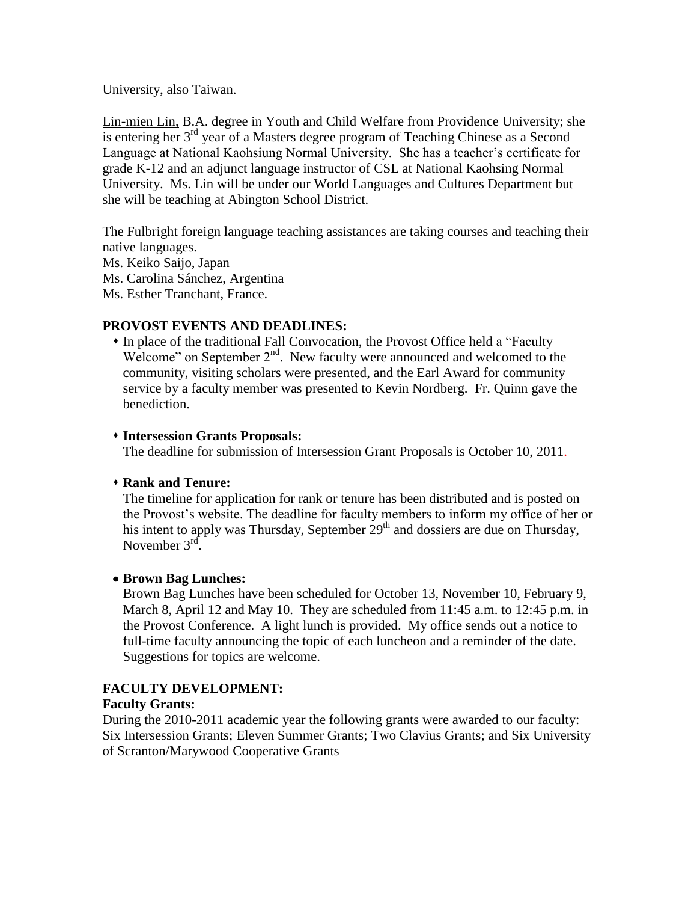University, also Taiwan.

Lin-mien Lin, B.A. degree in Youth and Child Welfare from Providence University; she is entering her 3rd year of a Masters degree program of Teaching Chinese as a Second Language at National Kaohsiung Normal University. She has a teacher's certificate for grade K-12 and an adjunct language instructor of CSL at National Kaohsing Normal University. Ms. Lin will be under our World Languages and Cultures Department but she will be teaching at Abington School District.

The Fulbright foreign language teaching assistances are taking courses and teaching their native languages.
Ms. Keiko Saijo, Japan
Ms. Carolina Sánchez, Argentina
Ms. Esther Tranchant, France.

**PROVOST EVENTS AND DEADLINES:**

- In place of the traditional Fall Convocation, the Provost Office held a "Faculty Welcome" on September 2nd. New faculty were announced and welcomed to the community, visiting scholars were presented, and the Earl Award for community service by a faculty member was presented to Kevin Nordberg. Fr. Quinn gave the benediction.

- **Intersession Grants Proposals:**
  The deadline for submission of Intersession Grant Proposals is October 10, 2011.

- **Rank and Tenure:**
  The timeline for application for rank or tenure has been distributed and is posted on the Provost's website. The deadline for faculty members to inform my office of her or his intent to apply was Thursday, September 29th and dossiers are due on Thursday, November 3rd.

- **Brown Bag Lunches:**
  Brown Bag Lunches have been scheduled for October 13, November 10, February 9, March 8, April 12 and May 10. They are scheduled from 11:45 a.m. to 12:45 p.m. in the Provost Conference. A light lunch is provided. My office sends out a notice to full-time faculty announcing the topic of each luncheon and a reminder of the date. Suggestions for topics are welcome.

**FACULTY DEVELOPMENT:**

**Faculty Grants:**
During the 2010-2011 academic year the following grants were awarded to our faculty: Six Intersession Grants; Eleven Summer Grants; Two Clavius Grants; and Six University of Scranton/Marywood Cooperative Grants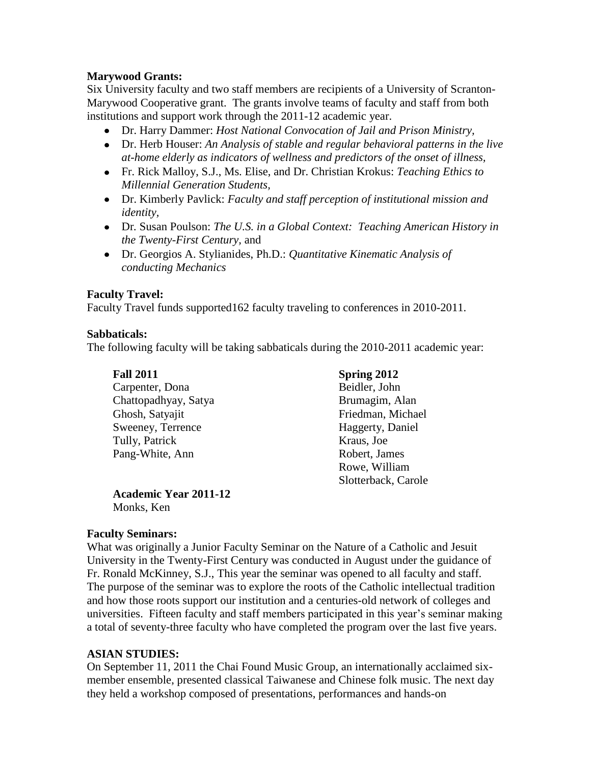**Marywood Grants:**

Six University faculty and two staff members are recipients of a University of Scranton-Marywood Cooperative grant. The grants involve teams of faculty and staff from both institutions and support work through the 2011-12 academic year.

- Dr. Harry Dammer: *Host National Convocation of Jail and Prison Ministry,*
- Dr. Herb Houser: *An Analysis of stable and regular behavioral patterns in the live at-home elderly as indicators of wellness and predictors of the onset of illness,*
- Fr. Rick Malloy, S.J., Ms. Elise, and Dr. Christian Krokus: *Teaching Ethics to Millennial Generation Students,*
- Dr. Kimberly Pavlick: *Faculty and staff perception of institutional mission and identity,*
- Dr. Susan Poulson: *The U.S. in a Global Context: Teaching American History in the Twenty-First Century,* and
- Dr. Georgios A. Stylianides, Ph.D.: *Quantitative Kinematic Analysis of conducting Mechanics*

**Faculty Travel:**

Faculty Travel funds supported162 faculty traveling to conferences in 2010-2011.

**Sabbaticals:**

The following faculty will be taking sabbaticals during the 2010-2011 academic year:

**Fall 2011**

Carpenter, Dona
Chattopadhyay, Satya
Ghosh, Satyajit
Sweeney, Terrence
Tully, Patrick
Pang-White, Ann

**Spring 2012**

Beidler, John
Brumagim, Alan
Friedman, Michael
Haggerty, Daniel
Kraus, Joe
Robert, James
Rowe, William
Slotterback, Carole

**Academic Year 2011-12**

Monks, Ken

**Faculty Seminars:**

What was originally a Junior Faculty Seminar on the Nature of a Catholic and Jesuit University in the Twenty-First Century was conducted in August under the guidance of Fr. Ronald McKinney, S.J., This year the seminar was opened to all faculty and staff. The purpose of the seminar was to explore the roots of the Catholic intellectual tradition and how those roots support our institution and a centuries-old network of colleges and universities. Fifteen faculty and staff members participated in this year's seminar making a total of seventy-three faculty who have completed the program over the last five years.

**ASIAN STUDIES:**

On September 11, 2011 the Chai Found Music Group, an internationally acclaimed six-member ensemble, presented classical Taiwanese and Chinese folk music. The next day they held a workshop composed of presentations, performances and hands-on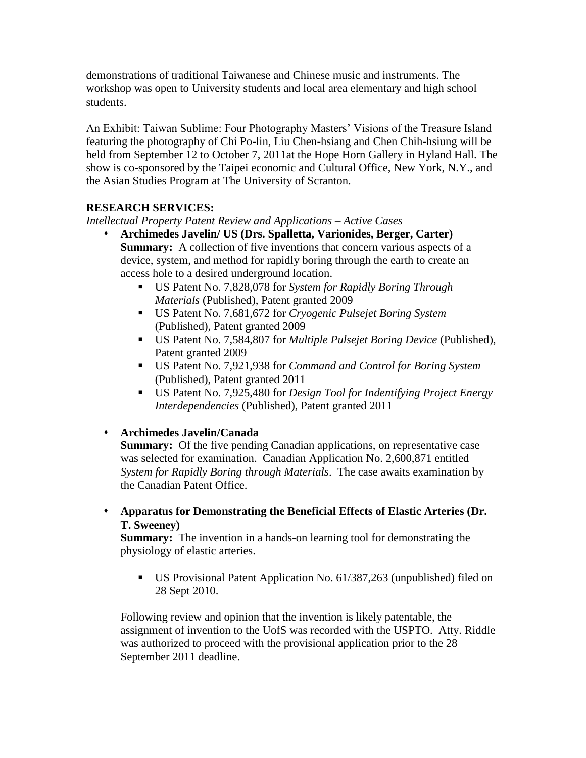demonstrations of traditional Taiwanese and Chinese music and instruments. The workshop was open to University students and local area elementary and high school students.

An Exhibit: Taiwan Sublime: Four Photography Masters' Visions of the Treasure Island featuring the photography of Chi Po-lin, Liu Chen-hsiang and Chen Chih-hsiung will be held from September 12 to October 7, 2011at the Hope Horn Gallery in Hyland Hall. The show is co-sponsored by the Taipei economic and Cultural Office, New York, N.Y., and the Asian Studies Program at The University of Scranton.

**RESEARCH SERVICES:**

*Intellectual Property Patent Review and Applications – Active Cases*

- **Archimedes Javelin/ US (Drs. Spalletta, Varionides, Berger, Carter)**
  **Summary:** A collection of five inventions that concern various aspects of a device, system, and method for rapidly boring through the earth to create an access hole to a desired underground location.
  - US Patent No. 7,828,078 for *System for Rapidly Boring Through Materials* (Published), Patent granted 2009
  - US Patent No. 7,681,672 for *Cryogenic Pulsejet Boring System* (Published), Patent granted 2009
  - US Patent No. 7,584,807 for *Multiple Pulsejet Boring Device* (Published), Patent granted 2009
  - US Patent No. 7,921,938 for *Command and Control for Boring System* (Published), Patent granted 2011
  - US Patent No. 7,925,480 for *Design Tool for Indentifying Project Energy Interdependencies* (Published), Patent granted 2011

- **Archimedes Javelin/Canada**
  **Summary:** Of the five pending Canadian applications, on representative case was selected for examination. Canadian Application No. 2,600,871 entitled *System for Rapidly Boring through Materials*. The case awaits examination by the Canadian Patent Office.

- **Apparatus for Demonstrating the Beneficial Effects of Elastic Arteries (Dr. T. Sweeney)**
  **Summary:** The invention in a hands-on learning tool for demonstrating the physiology of elastic arteries.

  - US Provisional Patent Application No. 61/387,263 (unpublished) filed on 28 Sept 2010.

  Following review and opinion that the invention is likely patentable, the assignment of invention to the UofS was recorded with the USPTO. Atty. Riddle was authorized to proceed with the provisional application prior to the 28 September 2011 deadline.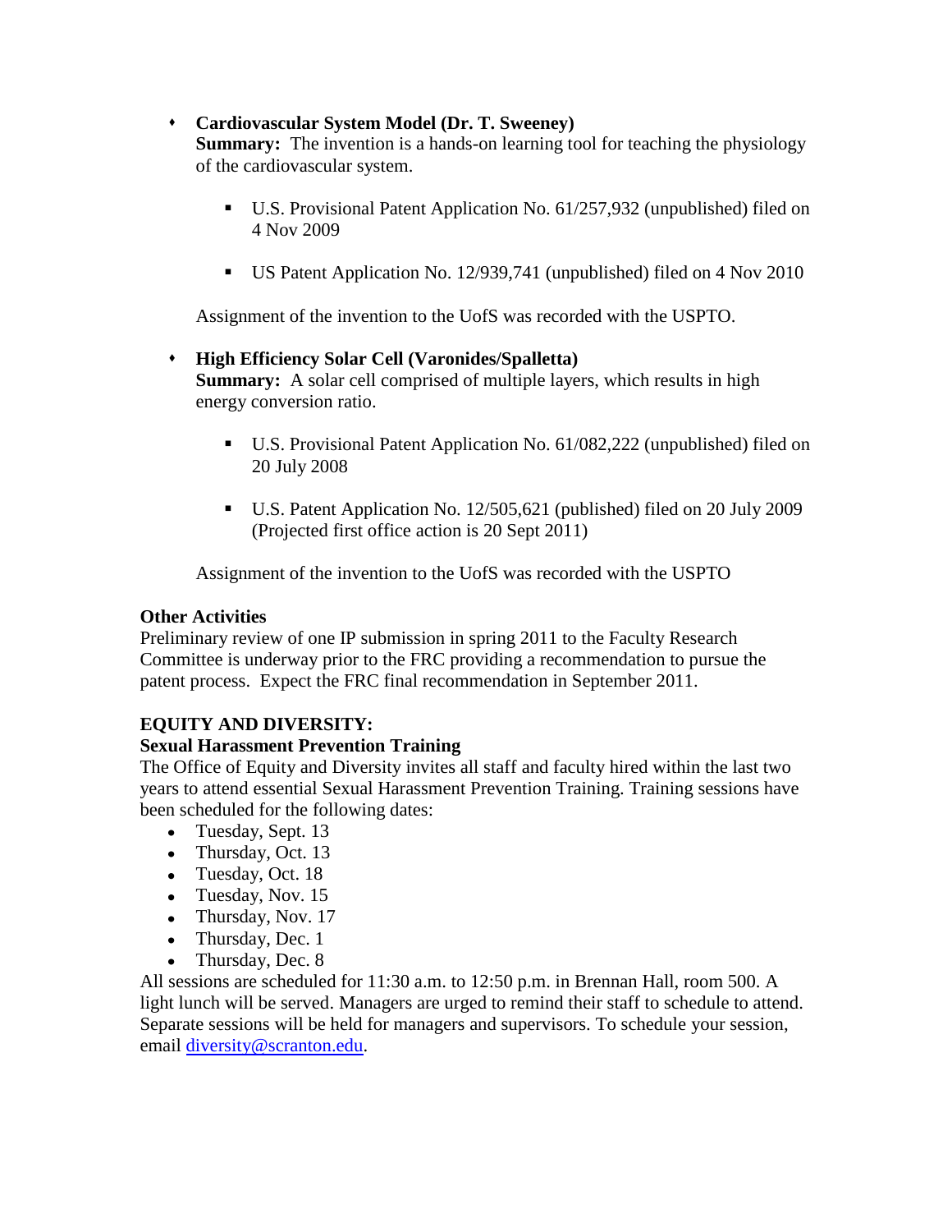- **Cardiovascular System Model (Dr. T. Sweeney)**
  **Summary:** The invention is a hands-on learning tool for teaching the physiology of the cardiovascular system.

  - U.S. Provisional Patent Application No. 61/257,932 (unpublished) filed on 4 Nov 2009

  - US Patent Application No. 12/939,741 (unpublished) filed on 4 Nov 2010

  Assignment of the invention to the UofS was recorded with the USPTO.

- **High Efficiency Solar Cell (Varonides/Spalletta)**
  **Summary:** A solar cell comprised of multiple layers, which results in high energy conversion ratio.

  - U.S. Provisional Patent Application No. 61/082,222 (unpublished) filed on 20 July 2008

  - U.S. Patent Application No. 12/505,621 (published) filed on 20 July 2009 (Projected first office action is 20 Sept 2011)

  Assignment of the invention to the UofS was recorded with the USPTO

**Other Activities**
Preliminary review of one IP submission in spring 2011 to the Faculty Research Committee is underway prior to the FRC providing a recommendation to pursue the patent process. Expect the FRC final recommendation in September 2011.

**EQUITY AND DIVERSITY:**
**Sexual Harassment Prevention Training**
The Office of Equity and Diversity invites all staff and faculty hired within the last two years to attend essential Sexual Harassment Prevention Training. Training sessions have been scheduled for the following dates:

- Tuesday, Sept. 13
- Thursday, Oct. 13
- Tuesday, Oct. 18
- Tuesday, Nov. 15
- Thursday, Nov. 17
- Thursday, Dec. 1
- Thursday, Dec. 8

All sessions are scheduled for 11:30 a.m. to 12:50 p.m. in Brennan Hall, room 500. A light lunch will be served. Managers are urged to remind their staff to schedule to attend. Separate sessions will be held for managers and supervisors. To schedule your session, email diversity@scranton.edu.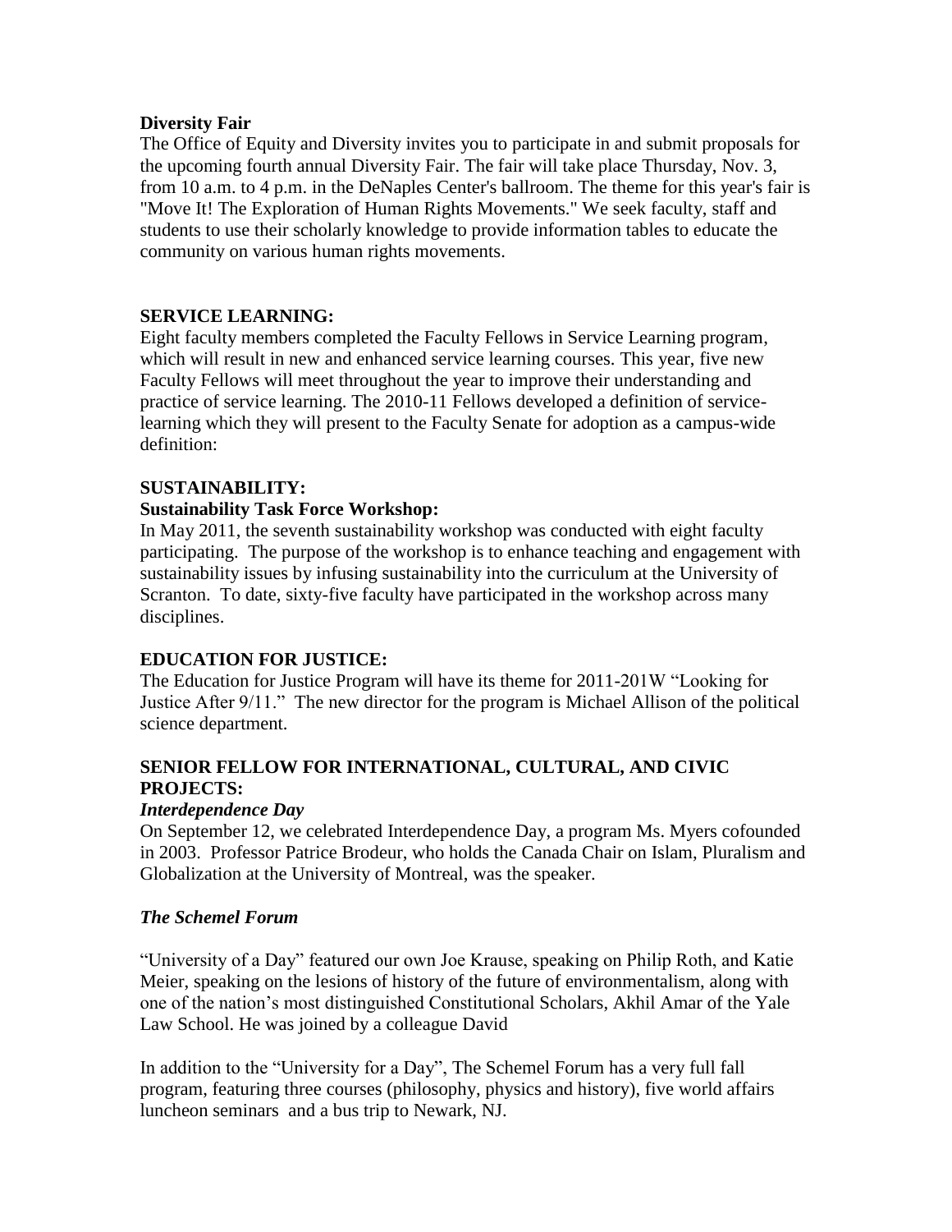**Diversity Fair**

The Office of Equity and Diversity invites you to participate in and submit proposals for the upcoming fourth annual Diversity Fair. The fair will take place Thursday, Nov. 3, from 10 a.m. to 4 p.m. in the DeNaples Center's ballroom. The theme for this year's fair is "Move It! The Exploration of Human Rights Movements." We seek faculty, staff and students to use their scholarly knowledge to provide information tables to educate the community on various human rights movements.

**SERVICE LEARNING:**

Eight faculty members completed the Faculty Fellows in Service Learning program, which will result in new and enhanced service learning courses. This year, five new Faculty Fellows will meet throughout the year to improve their understanding and practice of service learning. The 2010-11 Fellows developed a definition of service-learning which they will present to the Faculty Senate for adoption as a campus-wide definition:

**SUSTAINABILITY:**

**Sustainability Task Force Workshop:**

In May 2011, the seventh sustainability workshop was conducted with eight faculty participating. The purpose of the workshop is to enhance teaching and engagement with sustainability issues by infusing sustainability into the curriculum at the University of Scranton. To date, sixty-five faculty have participated in the workshop across many disciplines.

**EDUCATION FOR JUSTICE:**

The Education for Justice Program will have its theme for 2011-201W "Looking for Justice After 9/11." The new director for the program is Michael Allison of the political science department.

**SENIOR FELLOW FOR INTERNATIONAL, CULTURAL, AND CIVIC PROJECTS:**

***Interdependence Day***

On September 12, we celebrated Interdependence Day, a program Ms. Myers cofounded in 2003. Professor Patrice Brodeur, who holds the Canada Chair on Islam, Pluralism and Globalization at the University of Montreal, was the speaker.

***The Schemel Forum***

"University of a Day" featured our own Joe Krause, speaking on Philip Roth, and Katie Meier, speaking on the lesions of history of the future of environmentalism, along with one of the nation's most distinguished Constitutional Scholars, Akhil Amar of the Yale Law School. He was joined by a colleague David

In addition to the "University for a Day", The Schemel Forum has a very full fall program, featuring three courses (philosophy, physics and history), five world affairs luncheon seminars and a bus trip to Newark, NJ.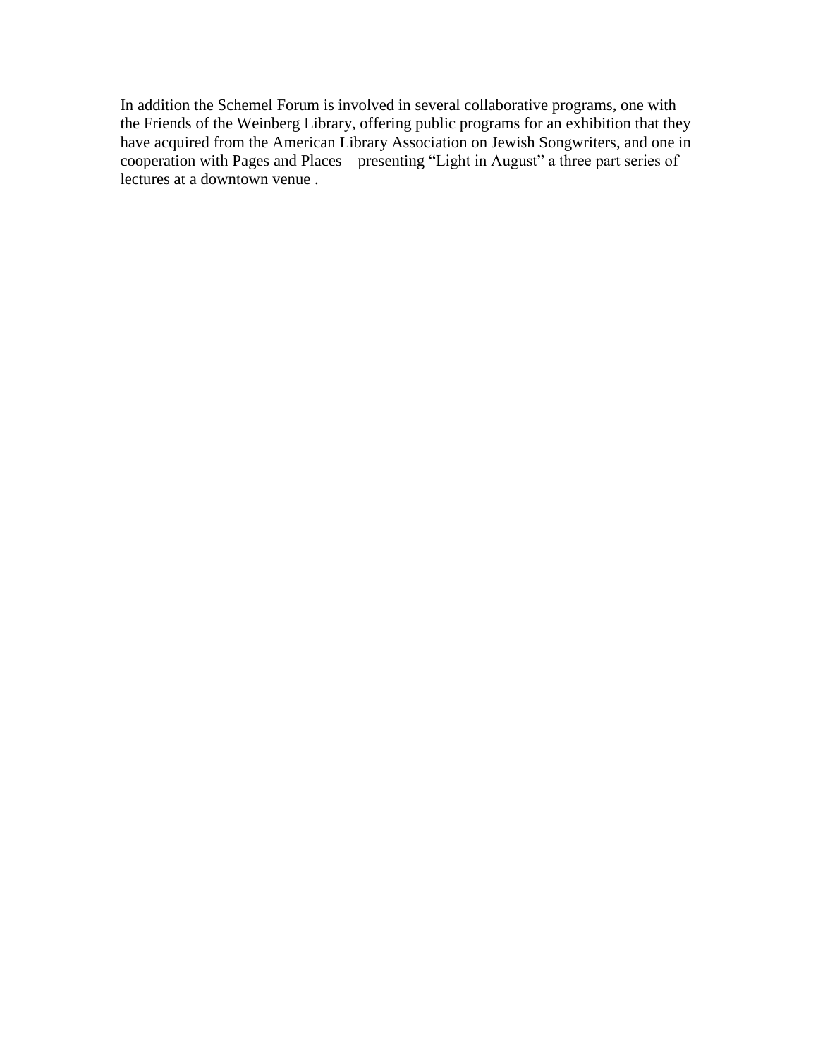In addition the Schemel Forum is involved in several collaborative programs, one with the Friends of the Weinberg Library, offering public programs for an exhibition that they have acquired from the American Library Association on Jewish Songwriters, and one in cooperation with Pages and Places—presenting "Light in August" a three part series of lectures at a downtown venue .